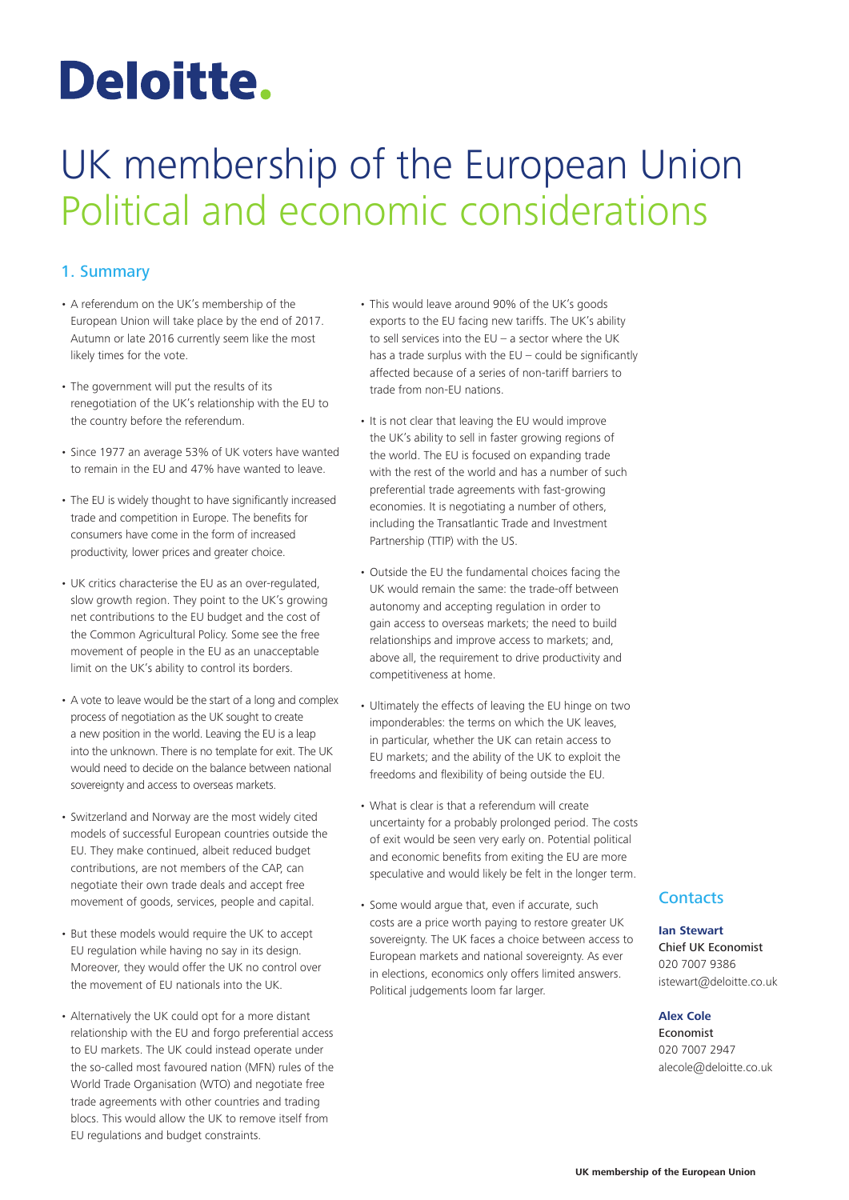# Deloitte.

# UK membership of the European Union
## Political and economic considerations

### 1. Summary

- A referendum on the UK's membership of the European Union will take place by the end of 2017. Autumn or late 2016 currently seem like the most likely times for the vote.
- The government will put the results of its renegotiation of the UK's relationship with the EU to the country before the referendum.
- Since 1977 an average 53% of UK voters have wanted to remain in the EU and 47% have wanted to leave.
- The EU is widely thought to have significantly increased trade and competition in Europe. The benefits for consumers have come in the form of increased productivity, lower prices and greater choice.
- UK critics characterise the EU as an over-regulated, slow growth region. They point to the UK's growing net contributions to the EU budget and the cost of the Common Agricultural Policy. Some see the free movement of people in the EU as an unacceptable limit on the UK's ability to control its borders.
- A vote to leave would be the start of a long and complex process of negotiation as the UK sought to create a new position in the world. Leaving the EU is a leap into the unknown. There is no template for exit. The UK would need to decide on the balance between national sovereignty and access to overseas markets.
- Switzerland and Norway are the most widely cited models of successful European countries outside the EU. They make continued, albeit reduced budget contributions, are not members of the CAP, can negotiate their own trade deals and accept free movement of goods, services, people and capital.
- But these models would require the UK to accept EU regulation while having no say in its design. Moreover, they would offer the UK no control over the movement of EU nationals into the UK.
- Alternatively the UK could opt for a more distant relationship with the EU and forgo preferential access to EU markets. The UK could instead operate under the so-called most favoured nation (MFN) rules of the World Trade Organisation (WTO) and negotiate free trade agreements with other countries and trading blocs. This would allow the UK to remove itself from EU regulations and budget constraints.
- This would leave around 90% of the UK's goods exports to the EU facing new tariffs. The UK's ability to sell services into the EU – a sector where the UK has a trade surplus with the EU – could be significantly affected because of a series of non-tariff barriers to trade from non-EU nations.
- It is not clear that leaving the EU would improve the UK's ability to sell in faster growing regions of the world. The EU is focused on expanding trade with the rest of the world and has a number of such preferential trade agreements with fast-growing economies. It is negotiating a number of others, including the Transatlantic Trade and Investment Partnership (TTIP) with the US.
- Outside the EU the fundamental choices facing the UK would remain the same: the trade-off between autonomy and accepting regulation in order to gain access to overseas markets; the need to build relationships and improve access to markets; and, above all, the requirement to drive productivity and competitiveness at home.
- Ultimately the effects of leaving the EU hinge on two imponderables: the terms on which the UK leaves, in particular, whether the UK can retain access to EU markets; and the ability of the UK to exploit the freedoms and flexibility of being outside the EU.
- What is clear is that a referendum will create uncertainty for a probably prolonged period. The costs of exit would be seen very early on. Potential political and economic benefits from exiting the EU are more speculative and would likely be felt in the longer term.
- Some would argue that, even if accurate, such costs are a price worth paying to restore greater UK sovereignty. The UK faces a choice between access to European markets and national sovereignty. As ever in elections, economics only offers limited answers. Political judgements loom far larger.

### Contacts

**Ian Stewart**
Chief UK Economist
020 7007 9386
istewart@deloitte.co.uk

**Alex Cole**
Economist
020 7007 2947
alecole@deloitte.co.uk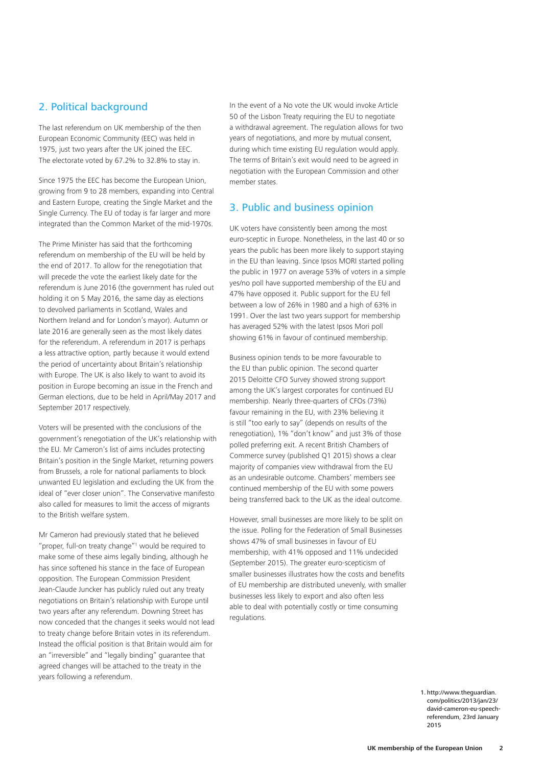## 2. Political background

The last referendum on UK membership of the then European Economic Community (EEC) was held in 1975, just two years after the UK joined the EEC. The electorate voted by 67.2% to 32.8% to stay in.

Since 1975 the EEC has become the European Union, growing from 9 to 28 members, expanding into Central and Eastern Europe, creating the Single Market and the Single Currency. The EU of today is far larger and more integrated than the Common Market of the mid-1970s.

The Prime Minister has said that the forthcoming referendum on membership of the EU will be held by the end of 2017. To allow for the renegotiation that will precede the vote the earliest likely date for the referendum is June 2016 (the government has ruled out holding it on 5 May 2016, the same day as elections to devolved parliaments in Scotland, Wales and Northern Ireland and for London's mayor). Autumn or late 2016 are generally seen as the most likely dates for the referendum. A referendum in 2017 is perhaps a less attractive option, partly because it would extend the period of uncertainty about Britain's relationship with Europe. The UK is also likely to want to avoid its position in Europe becoming an issue in the French and German elections, due to be held in April/May 2017 and September 2017 respectively.

Voters will be presented with the conclusions of the government's renegotiation of the UK's relationship with the EU. Mr Cameron's list of aims includes protecting Britain's position in the Single Market, returning powers from Brussels, a role for national parliaments to block unwanted EU legislation and excluding the UK from the ideal of "ever closer union". The Conservative manifesto also called for measures to limit the access of migrants to the British welfare system.

Mr Cameron had previously stated that he believed "proper, full-on treaty change"[1] would be required to make some of these aims legally binding, although he has since softened his stance in the face of European opposition. The European Commission President Jean-Claude Juncker has publicly ruled out any treaty negotiations on Britain's relationship with Europe until two years after any referendum. Downing Street has now conceded that the changes it seeks would not lead to treaty change before Britain votes in its referendum. Instead the official position is that Britain would aim for an "irreversible" and "legally binding" guarantee that agreed changes will be attached to the treaty in the years following a referendum.

In the event of a No vote the UK would invoke Article 50 of the Lisbon Treaty requiring the EU to negotiate a withdrawal agreement. The regulation allows for two years of negotiations, and more by mutual consent, during which time existing EU regulation would apply. The terms of Britain's exit would need to be agreed in negotiation with the European Commission and other member states.

## 3. Public and business opinion

UK voters have consistently been among the most euro-sceptic in Europe. Nonetheless, in the last 40 or so years the public has been more likely to support staying in the EU than leaving. Since Ipsos MORI started polling the public in 1977 on average 53% of voters in a simple yes/no poll have supported membership of the EU and 47% have opposed it. Public support for the EU fell between a low of 26% in 1980 and a high of 63% in 1991. Over the last two years support for membership has averaged 52% with the latest Ipsos Mori poll showing 61% in favour of continued membership.

Business opinion tends to be more favourable to the EU than public opinion. The second quarter 2015 Deloitte CFO Survey showed strong support among the UK's largest corporates for continued EU membership. Nearly three-quarters of CFOs (73%) favour remaining in the EU, with 23% believing it is still "too early to say" (depends on results of the renegotiation), 1% "don't know" and just 3% of those polled preferring exit. A recent British Chambers of Commerce survey (published Q1 2015) shows a clear majority of companies view withdrawal from the EU as an undesirable outcome. Chambers' members see continued membership of the EU with some powers being transferred back to the UK as the ideal outcome.

However, small businesses are more likely to be split on the issue. Polling for the Federation of Small Businesses shows 47% of small businesses in favour of EU membership, with 41% opposed and 11% undecided (September 2015). The greater euro-scepticism of smaller businesses illustrates how the costs and benefits of EU membership are distributed unevenly, with smaller businesses less likely to export and also often less able to deal with potentially costly or time consuming regulations.

1. http://www.theguardian.com/politics/2013/jan/23/david-cameron-eu-speech-referendum, 23rd January 2015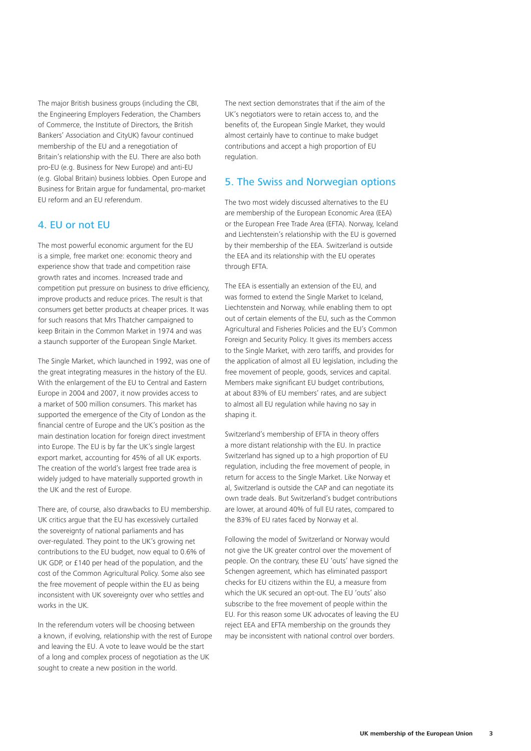The major British business groups (including the CBI, the Engineering Employers Federation, the Chambers of Commerce, the Institute of Directors, the British Bankers' Association and CityUK) favour continued membership of the EU and a renegotiation of Britain's relationship with the EU. There are also both pro-EU (e.g. Business for New Europe) and anti-EU (e.g. Global Britain) business lobbies. Open Europe and Business for Britain argue for fundamental, pro-market EU reform and an EU referendum.

## 4. EU or not EU

The most powerful economic argument for the EU is a simple, free market one: economic theory and experience show that trade and competition raise growth rates and incomes. Increased trade and competition put pressure on business to drive efficiency, improve products and reduce prices. The result is that consumers get better products at cheaper prices. It was for such reasons that Mrs Thatcher campaigned to keep Britain in the Common Market in 1974 and was a staunch supporter of the European Single Market.

The Single Market, which launched in 1992, was one of the great integrating measures in the history of the EU. With the enlargement of the EU to Central and Eastern Europe in 2004 and 2007, it now provides access to a market of 500 million consumers. This market has supported the emergence of the City of London as the financial centre of Europe and the UK's position as the main destination location for foreign direct investment into Europe. The EU is by far the UK's single largest export market, accounting for 45% of all UK exports. The creation of the world's largest free trade area is widely judged to have materially supported growth in the UK and the rest of Europe.

There are, of course, also drawbacks to EU membership. UK critics argue that the EU has excessively curtailed the sovereignty of national parliaments and has over-regulated. They point to the UK's growing net contributions to the EU budget, now equal to 0.6% of UK GDP, or £140 per head of the population, and the cost of the Common Agricultural Policy. Some also see the free movement of people within the EU as being inconsistent with UK sovereignty over who settles and works in the UK.

In the referendum voters will be choosing between a known, if evolving, relationship with the rest of Europe and leaving the EU. A vote to leave would be the start of a long and complex process of negotiation as the UK sought to create a new position in the world.

The next section demonstrates that if the aim of the UK's negotiators were to retain access to, and the benefits of, the European Single Market, they would almost certainly have to continue to make budget contributions and accept a high proportion of EU regulation.

## 5. The Swiss and Norwegian options

The two most widely discussed alternatives to the EU are membership of the European Economic Area (EEA) or the European Free Trade Area (EFTA). Norway, Iceland and Liechtenstein's relationship with the EU is governed by their membership of the EEA. Switzerland is outside the EEA and its relationship with the EU operates through EFTA.

The EEA is essentially an extension of the EU, and was formed to extend the Single Market to Iceland, Liechtenstein and Norway, while enabling them to opt out of certain elements of the EU, such as the Common Agricultural and Fisheries Policies and the EU's Common Foreign and Security Policy. It gives its members access to the Single Market, with zero tariffs, and provides for the application of almost all EU legislation, including the free movement of people, goods, services and capital. Members make significant EU budget contributions, at about 83% of EU members' rates, and are subject to almost all EU regulation while having no say in shaping it.

Switzerland's membership of EFTA in theory offers a more distant relationship with the EU. In practice Switzerland has signed up to a high proportion of EU regulation, including the free movement of people, in return for access to the Single Market. Like Norway et al, Switzerland is outside the CAP and can negotiate its own trade deals. But Switzerland's budget contributions are lower, at around 40% of full EU rates, compared to the 83% of EU rates faced by Norway et al.

Following the model of Switzerland or Norway would not give the UK greater control over the movement of people. On the contrary, these EU 'outs' have signed the Schengen agreement, which has eliminated passport checks for EU citizens within the EU, a measure from which the UK secured an opt-out. The EU 'outs' also subscribe to the free movement of people within the EU. For this reason some UK advocates of leaving the EU reject EEA and EFTA membership on the grounds they may be inconsistent with national control over borders.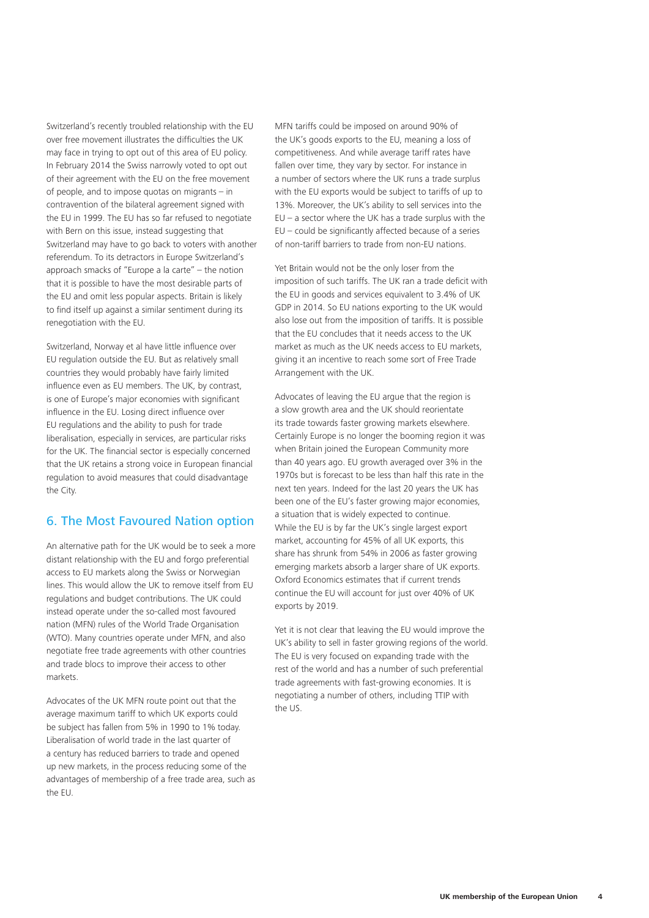Switzerland's recently troubled relationship with the EU over free movement illustrates the difficulties the UK may face in trying to opt out of this area of EU policy. In February 2014 the Swiss narrowly voted to opt out of their agreement with the EU on the free movement of people, and to impose quotas on migrants – in contravention of the bilateral agreement signed with the EU in 1999. The EU has so far refused to negotiate with Bern on this issue, instead suggesting that Switzerland may have to go back to voters with another referendum. To its detractors in Europe Switzerland's approach smacks of "Europe a la carte" – the notion that it is possible to have the most desirable parts of the EU and omit less popular aspects. Britain is likely to find itself up against a similar sentiment during its renegotiation with the EU.

Switzerland, Norway et al have little influence over EU regulation outside the EU. But as relatively small countries they would probably have fairly limited influence even as EU members. The UK, by contrast, is one of Europe's major economies with significant influence in the EU. Losing direct influence over EU regulations and the ability to push for trade liberalisation, especially in services, are particular risks for the UK. The financial sector is especially concerned that the UK retains a strong voice in European financial regulation to avoid measures that could disadvantage the City.

## 6. The Most Favoured Nation option

An alternative path for the UK would be to seek a more distant relationship with the EU and forgo preferential access to EU markets along the Swiss or Norwegian lines. This would allow the UK to remove itself from EU regulations and budget contributions. The UK could instead operate under the so-called most favoured nation (MFN) rules of the World Trade Organisation (WTO). Many countries operate under MFN, and also negotiate free trade agreements with other countries and trade blocs to improve their access to other markets.

Advocates of the UK MFN route point out that the average maximum tariff to which UK exports could be subject has fallen from 5% in 1990 to 1% today. Liberalisation of world trade in the last quarter of a century has reduced barriers to trade and opened up new markets, in the process reducing some of the advantages of membership of a free trade area, such as the EU.

MFN tariffs could be imposed on around 90% of the UK's goods exports to the EU, meaning a loss of competitiveness. And while average tariff rates have fallen over time, they vary by sector. For instance in a number of sectors where the UK runs a trade surplus with the EU exports would be subject to tariffs of up to 13%. Moreover, the UK's ability to sell services into the EU – a sector where the UK has a trade surplus with the EU – could be significantly affected because of a series of non-tariff barriers to trade from non-EU nations.

Yet Britain would not be the only loser from the imposition of such tariffs. The UK ran a trade deficit with the EU in goods and services equivalent to 3.4% of UK GDP in 2014. So EU nations exporting to the UK would also lose out from the imposition of tariffs. It is possible that the EU concludes that it needs access to the UK market as much as the UK needs access to EU markets, giving it an incentive to reach some sort of Free Trade Arrangement with the UK.

Advocates of leaving the EU argue that the region is a slow growth area and the UK should reorientate its trade towards faster growing markets elsewhere. Certainly Europe is no longer the booming region it was when Britain joined the European Community more than 40 years ago. EU growth averaged over 3% in the 1970s but is forecast to be less than half this rate in the next ten years. Indeed for the last 20 years the UK has been one of the EU's faster growing major economies, a situation that is widely expected to continue. While the EU is by far the UK's single largest export market, accounting for 45% of all UK exports, this share has shrunk from 54% in 2006 as faster growing emerging markets absorb a larger share of UK exports. Oxford Economics estimates that if current trends continue the EU will account for just over 40% of UK exports by 2019.

Yet it is not clear that leaving the EU would improve the UK's ability to sell in faster growing regions of the world. The EU is very focused on expanding trade with the rest of the world and has a number of such preferential trade agreements with fast-growing economies. It is negotiating a number of others, including TTIP with the US.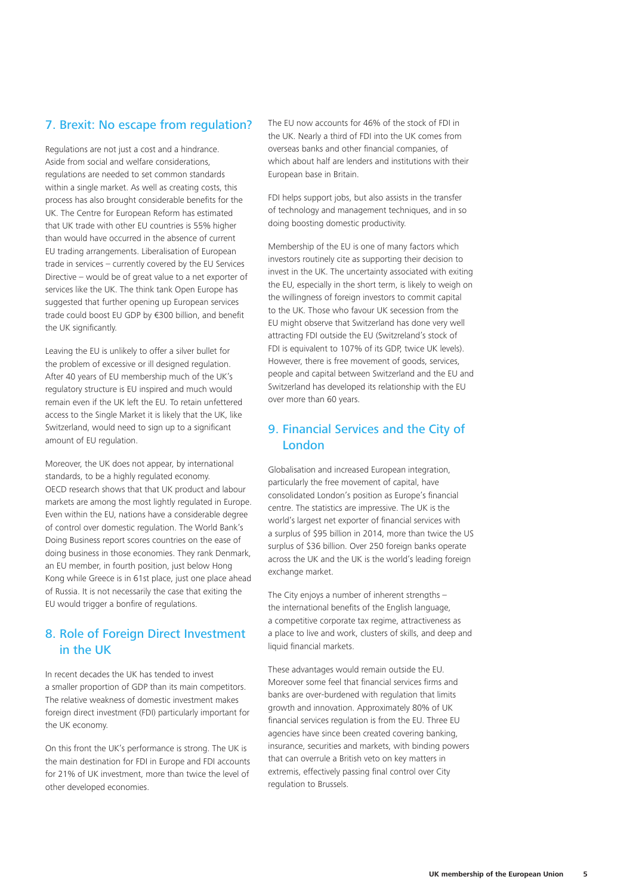## 7. Brexit: No escape from regulation?

Regulations are not just a cost and a hindrance. Aside from social and welfare considerations, regulations are needed to set common standards within a single market. As well as creating costs, this process has also brought considerable benefits for the UK. The Centre for European Reform has estimated that UK trade with other EU countries is 55% higher than would have occurred in the absence of current EU trading arrangements. Liberalisation of European trade in services – currently covered by the EU Services Directive – would be of great value to a net exporter of services like the UK. The think tank Open Europe has suggested that further opening up European services trade could boost EU GDP by €300 billion, and benefit the UK significantly.

Leaving the EU is unlikely to offer a silver bullet for the problem of excessive or ill designed regulation. After 40 years of EU membership much of the UK's regulatory structure is EU inspired and much would remain even if the UK left the EU. To retain unfettered access to the Single Market it is likely that the UK, like Switzerland, would need to sign up to a significant amount of EU regulation.

Moreover, the UK does not appear, by international standards, to be a highly regulated economy. OECD research shows that that UK product and labour markets are among the most lightly regulated in Europe. Even within the EU, nations have a considerable degree of control over domestic regulation. The World Bank's Doing Business report scores countries on the ease of doing business in those economies. They rank Denmark, an EU member, in fourth position, just below Hong Kong while Greece is in 61st place, just one place ahead of Russia. It is not necessarily the case that exiting the EU would trigger a bonfire of regulations.

## 8. Role of Foreign Direct Investment in the UK

In recent decades the UK has tended to invest a smaller proportion of GDP than its main competitors. The relative weakness of domestic investment makes foreign direct investment (FDI) particularly important for the UK economy.

On this front the UK's performance is strong. The UK is the main destination for FDI in Europe and FDI accounts for 21% of UK investment, more than twice the level of other developed economies.

The EU now accounts for 46% of the stock of FDI in the UK. Nearly a third of FDI into the UK comes from overseas banks and other financial companies, of which about half are lenders and institutions with their European base in Britain.

FDI helps support jobs, but also assists in the transfer of technology and management techniques, and in so doing boosting domestic productivity.

Membership of the EU is one of many factors which investors routinely cite as supporting their decision to invest in the UK. The uncertainty associated with exiting the EU, especially in the short term, is likely to weigh on the willingness of foreign investors to commit capital to the UK. Those who favour UK secession from the EU might observe that Switzerland has done very well attracting FDI outside the EU (Switzerland's stock of FDI is equivalent to 107% of its GDP, twice UK levels). However, there is free movement of goods, services, people and capital between Switzerland and the EU and Switzerland has developed its relationship with the EU over more than 60 years.

## 9. Financial Services and the City of London

Globalisation and increased European integration, particularly the free movement of capital, have consolidated London's position as Europe's financial centre. The statistics are impressive. The UK is the world's largest net exporter of financial services with a surplus of $95 billion in 2014, more than twice the US surplus of $36 billion. Over 250 foreign banks operate across the UK and the UK is the world's leading foreign exchange market.

The City enjoys a number of inherent strengths – the international benefits of the English language, a competitive corporate tax regime, attractiveness as a place to live and work, clusters of skills, and deep and liquid financial markets.

These advantages would remain outside the EU. Moreover some feel that financial services firms and banks are over-burdened with regulation that limits growth and innovation. Approximately 80% of UK financial services regulation is from the EU. Three EU agencies have since been created covering banking, insurance, securities and markets, with binding powers that can overrule a British veto on key matters in extremis, effectively passing final control over City regulation to Brussels.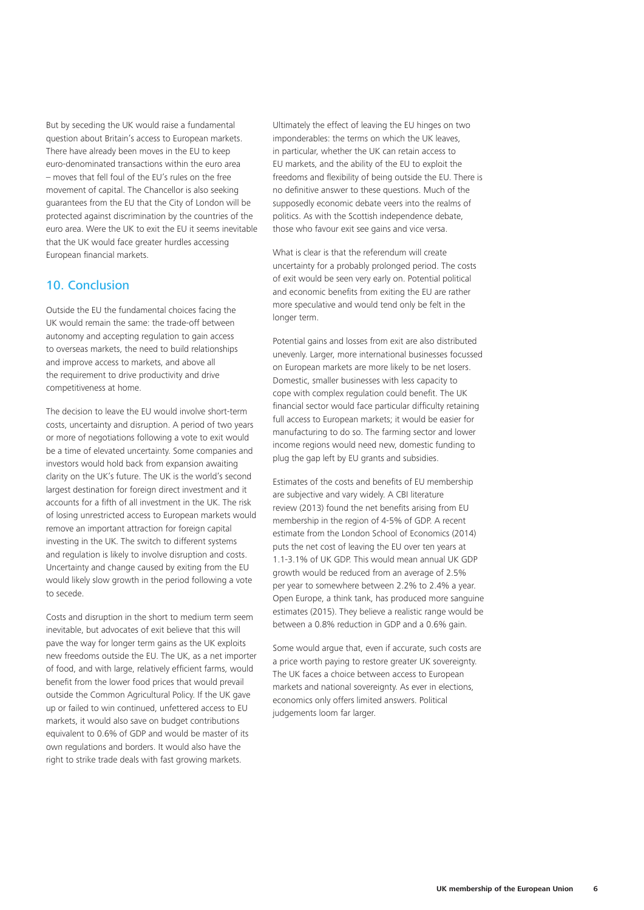But by seceding the UK would raise a fundamental question about Britain's access to European markets. There have already been moves in the EU to keep euro-denominated transactions within the euro area – moves that fell foul of the EU's rules on the free movement of capital. The Chancellor is also seeking guarantees from the EU that the City of London will be protected against discrimination by the countries of the euro area. Were the UK to exit the EU it seems inevitable that the UK would face greater hurdles accessing European financial markets.

## 10. Conclusion

Outside the EU the fundamental choices facing the UK would remain the same: the trade-off between autonomy and accepting regulation to gain access to overseas markets, the need to build relationships and improve access to markets, and above all the requirement to drive productivity and drive competitiveness at home.

The decision to leave the EU would involve short-term costs, uncertainty and disruption. A period of two years or more of negotiations following a vote to exit would be a time of elevated uncertainty. Some companies and investors would hold back from expansion awaiting clarity on the UK's future. The UK is the world's second largest destination for foreign direct investment and it accounts for a fifth of all investment in the UK. The risk of losing unrestricted access to European markets would remove an important attraction for foreign capital investing in the UK. The switch to different systems and regulation is likely to involve disruption and costs. Uncertainty and change caused by exiting from the EU would likely slow growth in the period following a vote to secede.

Costs and disruption in the short to medium term seem inevitable, but advocates of exit believe that this will pave the way for longer term gains as the UK exploits new freedoms outside the EU. The UK, as a net importer of food, and with large, relatively efficient farms, would benefit from the lower food prices that would prevail outside the Common Agricultural Policy. If the UK gave up or failed to win continued, unfettered access to EU markets, it would also save on budget contributions equivalent to 0.6% of GDP and would be master of its own regulations and borders. It would also have the right to strike trade deals with fast growing markets.

Ultimately the effect of leaving the EU hinges on two imponderables: the terms on which the UK leaves, in particular, whether the UK can retain access to EU markets, and the ability of the EU to exploit the freedoms and flexibility of being outside the EU. There is no definitive answer to these questions. Much of the supposedly economic debate veers into the realms of politics. As with the Scottish independence debate, those who favour exit see gains and vice versa.

What is clear is that the referendum will create uncertainty for a probably prolonged period. The costs of exit would be seen very early on. Potential political and economic benefits from exiting the EU are rather more speculative and would tend only be felt in the longer term.

Potential gains and losses from exit are also distributed unevenly. Larger, more international businesses focussed on European markets are more likely to be net losers. Domestic, smaller businesses with less capacity to cope with complex regulation could benefit. The UK financial sector would face particular difficulty retaining full access to European markets; it would be easier for manufacturing to do so. The farming sector and lower income regions would need new, domestic funding to plug the gap left by EU grants and subsidies.

Estimates of the costs and benefits of EU membership are subjective and vary widely. A CBI literature review (2013) found the net benefits arising from EU membership in the region of 4-5% of GDP. A recent estimate from the London School of Economics (2014) puts the net cost of leaving the EU over ten years at 1.1-3.1% of UK GDP. This would mean annual UK GDP growth would be reduced from an average of 2.5% per year to somewhere between 2.2% to 2.4% a year. Open Europe, a think tank, has produced more sanguine estimates (2015). They believe a realistic range would be between a 0.8% reduction in GDP and a 0.6% gain.

Some would argue that, even if accurate, such costs are a price worth paying to restore greater UK sovereignty. The UK faces a choice between access to European markets and national sovereignty. As ever in elections, economics only offers limited answers. Political judgements loom far larger.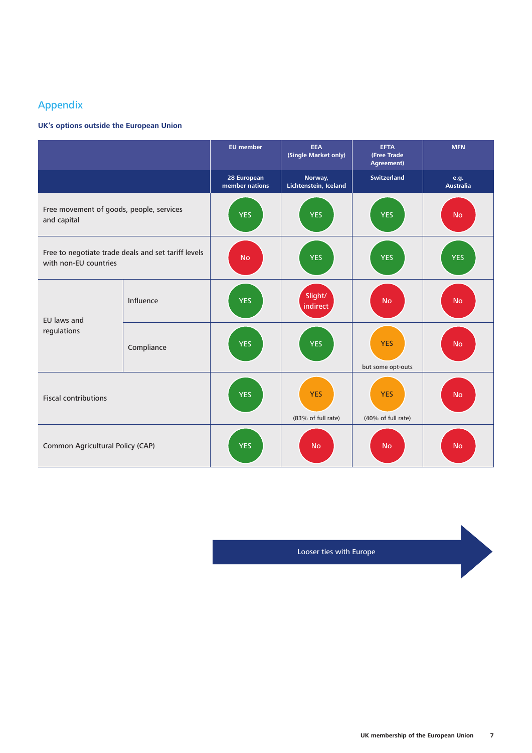## Appendix

### UK's options outside the European Union

| | | EU member | EEA (Single Market only) | EFTA (Free Trade Agreement) | MFN |
|---|---|---|---|---|---|
| | | 28 European member nations | Norway, Lichtenstein, Iceland | Switzerland | e.g. Australia |
| Free movement of goods, people, services and capital | | YES | YES | YES | No |
| Free to negotiate trade deals and set tariff levels with non-EU countries | | No | YES | YES | YES |
| EU laws and regulations | Influence | YES | Slight/ indirect | No | No |
| | Compliance | YES | YES | YES but some opt-outs | No |
| Fiscal contributions | | YES | YES (83% of full rate) | YES (40% of full rate) | No |
| Common Agricultural Policy (CAP) | | YES | No | No | No |

Looser ties with Europe →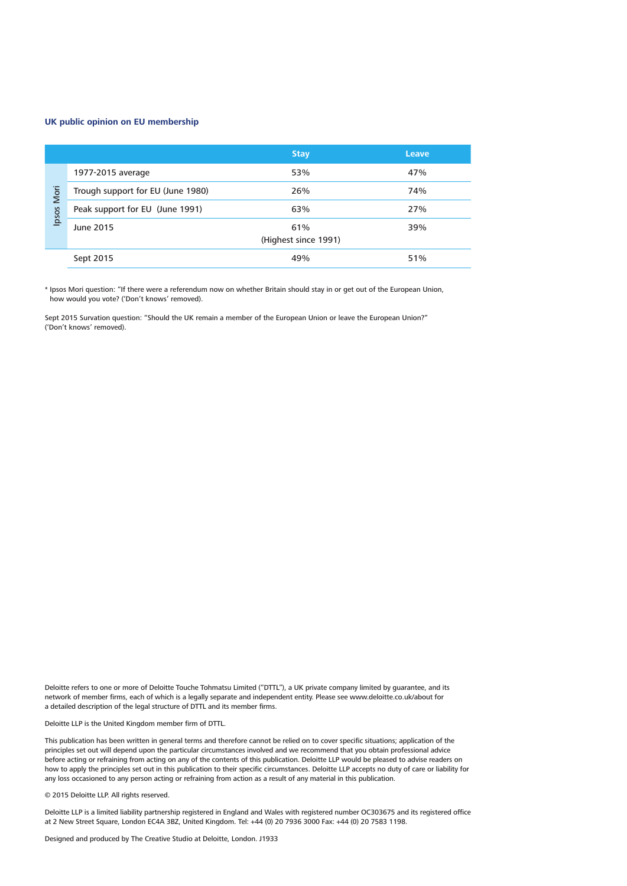**UK public opinion on EU membership**

| | | Stay | Leave |
|---|---|---|---|
| Ipsos Mori | 1977-2015 average | 53% | 47% |
| | Trough support for EU (June 1980) | 26% | 74% |
| | Peak support for EU (June 1991) | 63% | 27% |
| | June 2015 | 61% (Highest since 1991) | 39% |
| | Sept 2015 | 49% | 51% |

* Ipsos Mori question: "If there were a referendum now on whether Britain should stay in or get out of the European Union, how would you vote? ('Don't knows' removed).

Sept 2015 Survation question: "Should the UK remain a member of the European Union or leave the European Union?" ('Don't knows' removed).

Deloitte refers to one or more of Deloitte Touche Tohmatsu Limited ("DTTL"), a UK private company limited by guarantee, and its network of member firms, each of which is a legally separate and independent entity. Please see www.deloitte.co.uk/about for a detailed description of the legal structure of DTTL and its member firms.

Deloitte LLP is the United Kingdom member firm of DTTL.

This publication has been written in general terms and therefore cannot be relied on to cover specific situations; application of the principles set out will depend upon the particular circumstances involved and we recommend that you obtain professional advice before acting or refraining from acting on any of the contents of this publication. Deloitte LLP would be pleased to advise readers on how to apply the principles set out in this publication to their specific circumstances. Deloitte LLP accepts no duty of care or liability for any loss occasioned to any person acting or refraining from action as a result of any material in this publication.

© 2015 Deloitte LLP. All rights reserved.

Deloitte LLP is a limited liability partnership registered in England and Wales with registered number OC303675 and its registered office at 2 New Street Square, London EC4A 3BZ, United Kingdom. Tel: +44 (0) 20 7936 3000 Fax: +44 (0) 20 7583 1198.

Designed and produced by The Creative Studio at Deloitte, London. J1933